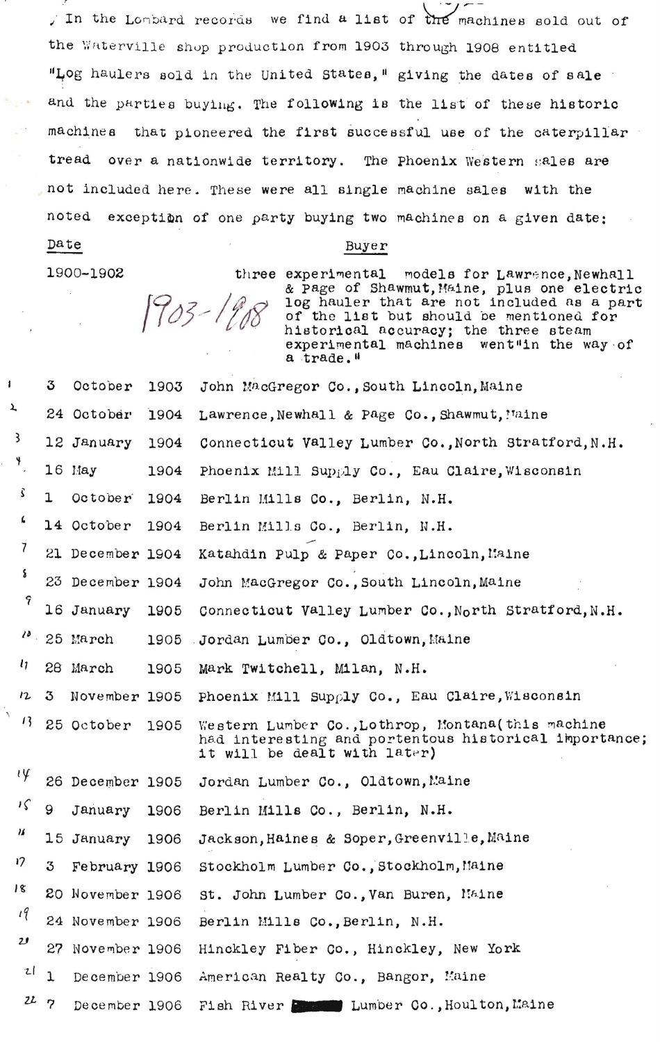In the Lombard records we find a list of the machines sold out of the Waterville shop production from 1903 through 1908 entitled "Log haulers sold in the United States," giving the dates of sale and the parties buying. The following is the list of these historic machines that pioneered the first successful use of the caterpillar tread over a nationwide territory. The Phoenix Western sales are not included here. These were all single machine sales with the noted exception of one party buying two machines on a given date:

| | Date | Buyer |
|---|---|---|
| | 1900-1902 | three experimental models for Lawrence, Newhall & Page of Shawmut, Maine, plus one electric log hauler that are not included as a part of the list but should be mentioned for historical accuracy; the three steam experimental machines went "in the way of a trade." |
| 1 | 3 October 1903 | John MacGregor Co., South Lincoln, Maine |
| 2 | 24 October 1904 | Lawrence, Newhall & Page Co., Shawmut, Maine |
| 3 | 12 January 1904 | Connecticut Valley Lumber Co., North Stratford, N.H. |
| 4 | 16 May 1904 | Phoenix Mill Supply Co., Eau Claire, Wisconsin |
| 5 | 1 October 1904 | Berlin Mills Co., Berlin, N.H. |
| 6 | 14 October 1904 | Berlin Mills Co., Berlin, N.H. |
| 7 | 21 December 1904 | Katahdin Pulp & Paper Co., Lincoln, Maine |
| 8 | 23 December 1904 | John MacGregor Co., South Lincoln, Maine |
| 9 | 16 January 1905 | Connecticut Valley Lumber Co., North Stratford, N.H. |
| 10 | 25 March 1905 | Jordan Lumber Co., Oldtown, Maine |
| 11 | 28 March 1905 | Mark Twitchell, Milan, N.H. |
| 12 | 3 November 1905 | Phoenix Mill Supply Co., Eau Claire, Wisconsin |
| 13 | 25 October 1905 | Western Lumber Co., Lothrop, Montana (this machine had interesting and portentous historical importance; it will be dealt with later) |
| 14 | 26 December 1905 | Jordan Lumber Co., Oldtown, Maine |
| 15 | 9 January 1906 | Berlin Mills Co., Berlin, N.H. |
| 16 | 15 January 1906 | Jackson, Haines & Soper, Greenville, Maine |
| 17 | 3 February 1906 | Stockholm Lumber Co., Stockholm, Maine |
| 18 | 20 November 1906 | St. John Lumber Co., Van Buren, Maine |
| 19 | 24 November 1906 | Berlin Mills Co., Berlin, N.H. |
| 20 | 27 November 1906 | Hinckley Fiber Co., Hinckley, New York |
| 21 | 1 December 1906 | American Realty Co., Bangor, Maine |
| 22 | 7 December 1906 | Fish River Lumber Co., Houlton, Maine |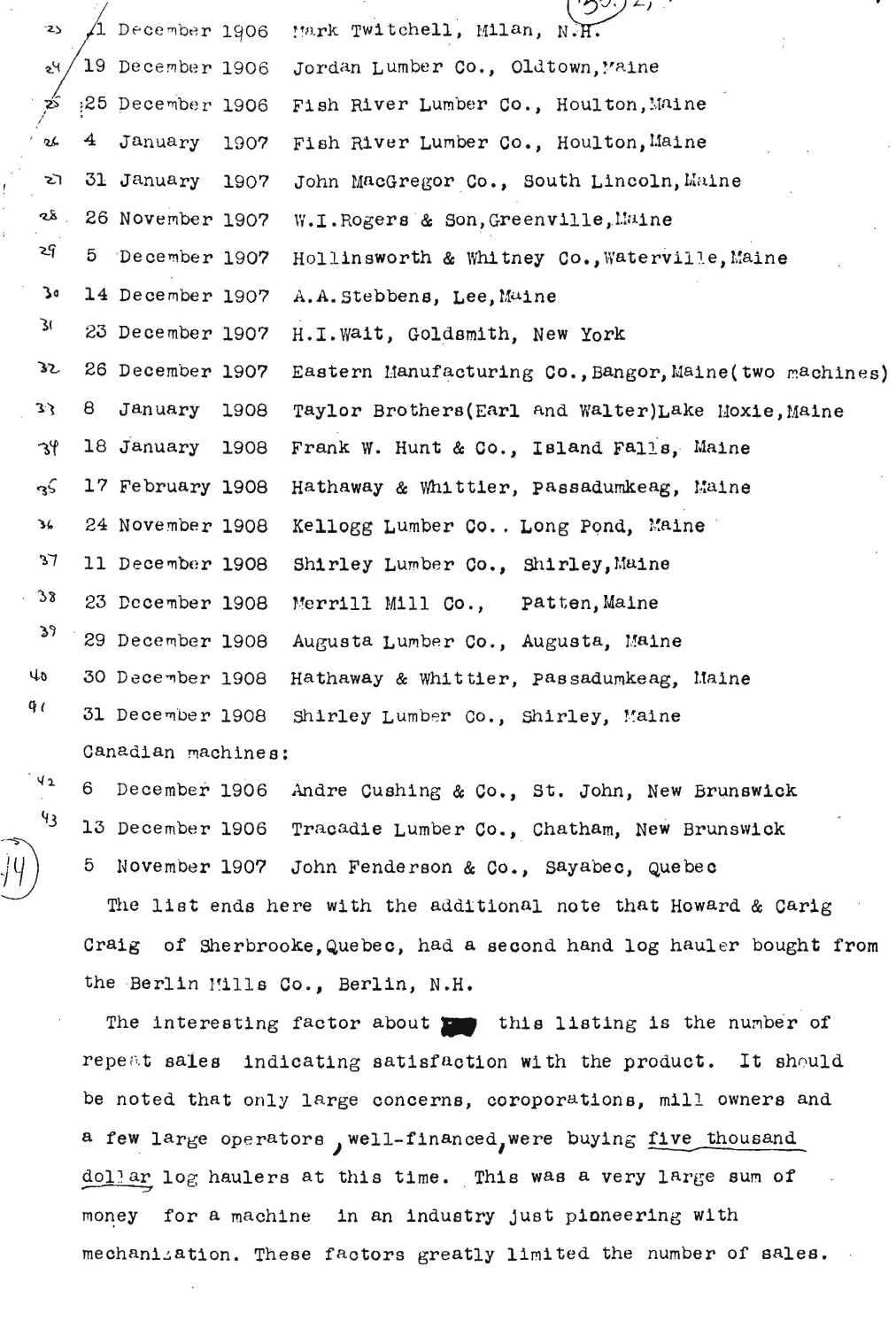| | | |
|---|---|---|
| 1 December 1906 | Mark Twitchell, Milan, N.H. |
| 19 December 1906 | Jordan Lumber Co., Oldtown,Maine |
| 25 December 1906 | Fish River Lumber Co., Houlton,Maine |
| 4 January 1907 | Fish River Lumber Co., Houlton,Maine |
| 31 January 1907 | John MacGregor Co., South Lincoln,Maine |
| 26 November 1907 | W.I.Rogers & Son,Greenville,Maine |
| 5 December 1907 | Hollinsworth & Whitney Co.,Waterville,Maine |
| 14 December 1907 | A.A.Stebbens, Lee,Maine |
| 23 December 1907 | H.I.Wait, Goldsmith, New York |
| 26 December 1907 | Eastern Manufacturing Co.,Bangor,Maine(two machines) |
| 8 January 1908 | Taylor Brothers(Earl and Walter)Lake Moxie,Maine |
| 18 January 1908 | Frank W. Hunt & Co., Island Falls, Maine |
| 17 February 1908 | Hathaway & Whittier, Passadumkeag, Maine |
| 24 November 1908 | Kellogg Lumber Co.. Long Pond, Maine |
| 11 December 1908 | Shirley Lumber Co., Shirley,Maine |
| 23 December 1908 | Merrill Mill Co., Patten,Maine |
| 29 December 1908 | Augusta Lumber Co., Augusta, Maine |
| 30 December 1908 | Hathaway & Whittier, Passadumkeag, Maine |
| 31 December 1908 | Shirley Lumber Co., Shirley, Maine |

Canadian machines:

| | |
|---|---|
| 6 December 1906 | Andre Cushing & Co., St. John, New Brunswick |
| 13 December 1906 | Tracadie Lumber Co., Chatham, New Brunswick |
| 5 November 1907 | John Fenderson & Co., Sayabec, Quebec |

The list ends here with the additional note that Howard & Carig Craig of Sherbrooke,Quebec, had a second hand log hauler bought from the Berlin Mills Co., Berlin, N.H.

The interesting factor about this listing is the number of repeat sales indicating satisfaction with the product. It should be noted that only large concerns, coroporations, mill owners and a few large operators, well-financed, were buying five thousand dollar log haulers at this time. This was a very large sum of money for a machine in an industry just pioneering with mechanization. These factors greatly limited the number of sales.